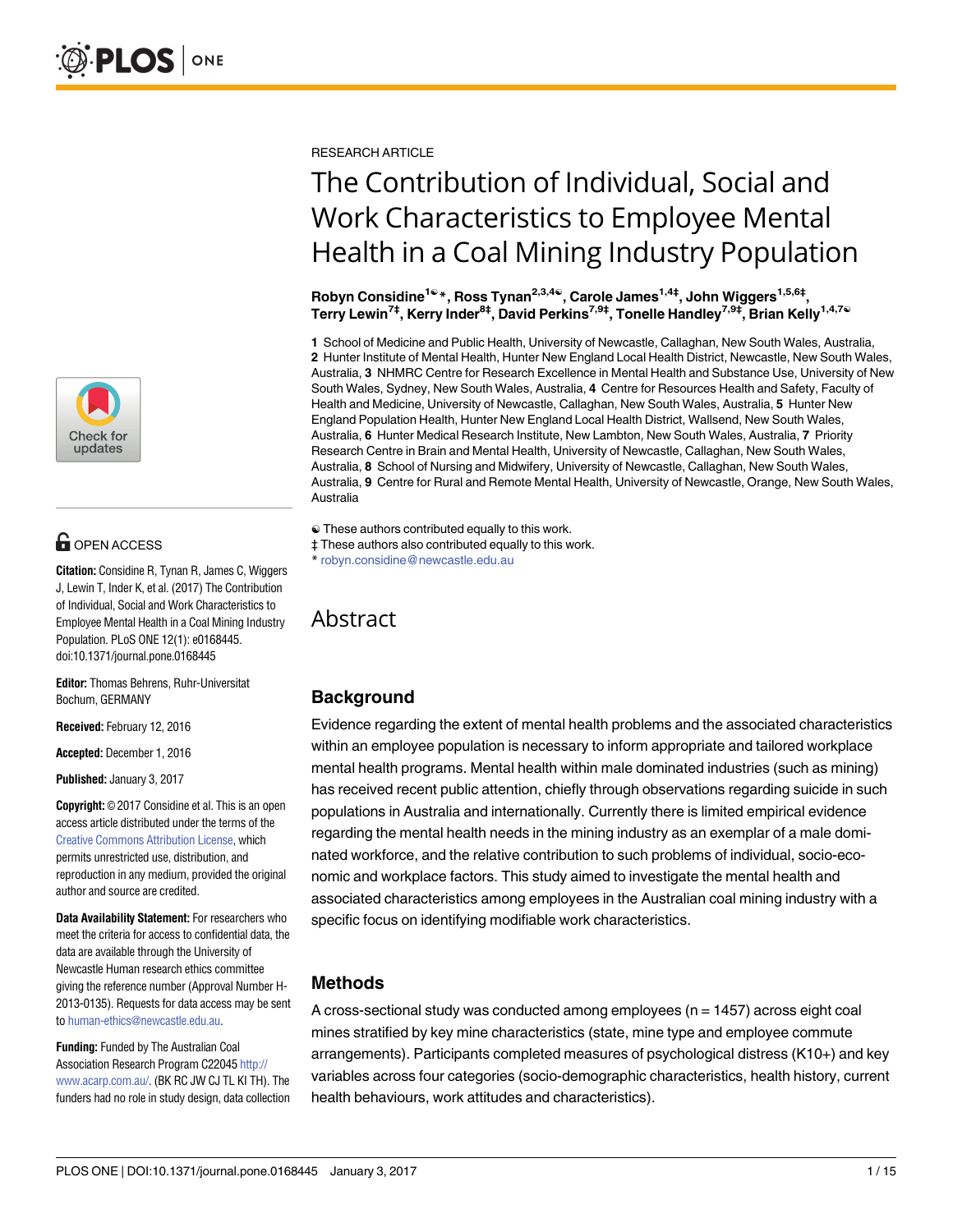RESEARCH ARTICLE

# The Contribution of Individual, Social and Work Characteristics to Employee Mental Health in a Coal Mining Industry Population

**Robyn Considine[1☯]\*, Ross Tynan[2,3,4☯], Carole James[1,4‡], John Wiggers[1,5,6‡], Terry Lewin[7‡], Kerry Inder[8‡], David Perkins[7,9‡], Tonelle Handley[7,9‡], Brian Kelly[1,4,7☯]**

**1** School of Medicine and Public Health, University of Newcastle, Callaghan, New South Wales, Australia, **2** Hunter Institute of Mental Health, Hunter New England Local Health District, Newcastle, New South Wales, Australia, **3** NHMRC Centre for Research Excellence in Mental Health and Substance Use, University of New South Wales, Sydney, New South Wales, Australia, **4** Centre for Resources Health and Safety, Faculty of Health and Medicine, University of Newcastle, Callaghan, New South Wales, Australia, **5** Hunter New England Population Health, Hunter New England Local Health District, Wallsend, New South Wales, Australia, **6** Hunter Medical Research Institute, New Lambton, New South Wales, Australia, **7** Priority Research Centre in Brain and Mental Health, University of Newcastle, Callaghan, New South Wales, Australia, **8** School of Nursing and Midwifery, University of Newcastle, Callaghan, New South Wales, Australia, **9** Centre for Rural and Remote Mental Health, University of Newcastle, Orange, New South Wales, Australia

☯ These authors contributed equally to this work.
‡ These authors also contributed equally to this work.
\* robyn.considine@newcastle.edu.au

**OPEN ACCESS**

**Citation:** Considine R, Tynan R, James C, Wiggers J, Lewin T, Inder K, et al. (2017) The Contribution of Individual, Social and Work Characteristics to Employee Mental Health in a Coal Mining Industry Population. PLoS ONE 12(1): e0168445. doi:10.1371/journal.pone.0168445

**Editor:** Thomas Behrens, Ruhr-Universitat Bochum, GERMANY

**Received:** February 12, 2016

**Accepted:** December 1, 2016

**Published:** January 3, 2017

**Copyright:** © 2017 Considine et al. This is an open access article distributed under the terms of the Creative Commons Attribution License, which permits unrestricted use, distribution, and reproduction in any medium, provided the original author and source are credited.

**Data Availability Statement:** For researchers who meet the criteria for access to confidential data, the data are available through the University of Newcastle Human research ethics committee giving the reference number (Approval Number H-2013-0135). Requests for data access may be sent to human-ethics@newcastle.edu.au.

**Funding:** Funded by The Australian Coal Association Research Program C22045 http://www.acarp.com.au/. (BK RC JW CJ TL KI TH). The funders had no role in study design, data collection

## Abstract

### Background

Evidence regarding the extent of mental health problems and the associated characteristics within an employee population is necessary to inform appropriate and tailored workplace mental health programs. Mental health within male dominated industries (such as mining) has received recent public attention, chiefly through observations regarding suicide in such populations in Australia and internationally. Currently there is limited empirical evidence regarding the mental health needs in the mining industry as an exemplar of a male dominated workforce, and the relative contribution to such problems of individual, socio-economic and workplace factors. This study aimed to investigate the mental health and associated characteristics among employees in the Australian coal mining industry with a specific focus on identifying modifiable work characteristics.

### Methods

A cross-sectional study was conducted among employees (n = 1457) across eight coal mines stratified by key mine characteristics (state, mine type and employee commute arrangements). Participants completed measures of psychological distress (K10+) and key variables across four categories (socio-demographic characteristics, health history, current health behaviours, work attitudes and characteristics).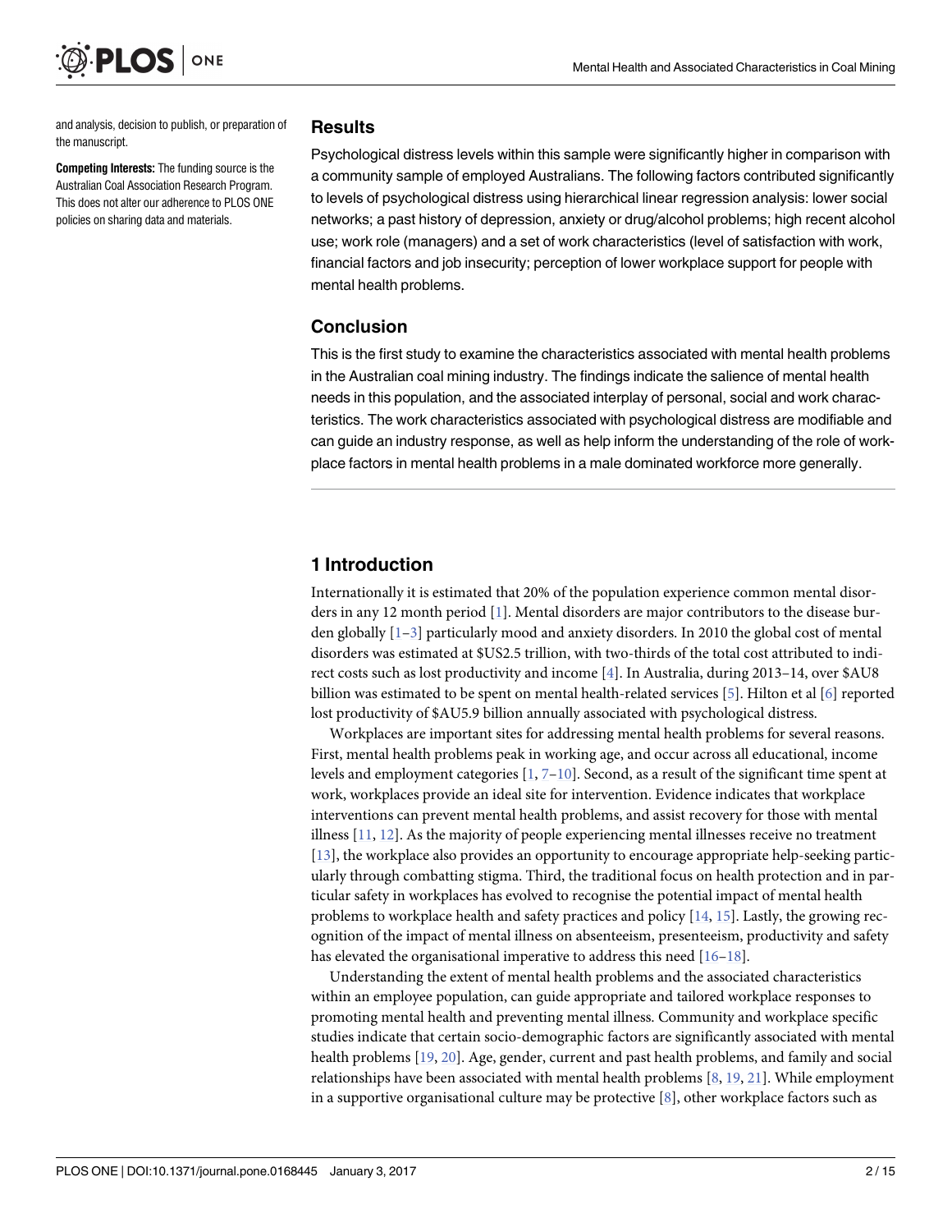and analysis, decision to publish, or preparation of the manuscript.

**Competing Interests:** The funding source is the Australian Coal Association Research Program. This does not alter our adherence to PLOS ONE policies on sharing data and materials.

## Results

Psychological distress levels within this sample were significantly higher in comparison with a community sample of employed Australians. The following factors contributed significantly to levels of psychological distress using hierarchical linear regression analysis: lower social networks; a past history of depression, anxiety or drug/alcohol problems; high recent alcohol use; work role (managers) and a set of work characteristics (level of satisfaction with work, financial factors and job insecurity; perception of lower workplace support for people with mental health problems.

## Conclusion

This is the first study to examine the characteristics associated with mental health problems in the Australian coal mining industry. The findings indicate the salience of mental health needs in this population, and the associated interplay of personal, social and work characteristics. The work characteristics associated with psychological distress are modifiable and can guide an industry response, as well as help inform the understanding of the role of workplace factors in mental health problems in a male dominated workforce more generally.

# 1 Introduction

Internationally it is estimated that 20% of the population experience common mental disorders in any 12 month period [1]. Mental disorders are major contributors to the disease burden globally [1–3] particularly mood and anxiety disorders. In 2010 the global cost of mental disorders was estimated at $US2.5 trillion, with two-thirds of the total cost attributed to indirect costs such as lost productivity and income [4]. In Australia, during 2013–14, over $AU8 billion was estimated to be spent on mental health-related services [5]. Hilton et al [6] reported lost productivity of $AU5.9 billion annually associated with psychological distress.

Workplaces are important sites for addressing mental health problems for several reasons. First, mental health problems peak in working age, and occur across all educational, income levels and employment categories [1, 7–10]. Second, as a result of the significant time spent at work, workplaces provide an ideal site for intervention. Evidence indicates that workplace interventions can prevent mental health problems, and assist recovery for those with mental illness [11, 12]. As the majority of people experiencing mental illnesses receive no treatment [13], the workplace also provides an opportunity to encourage appropriate help-seeking particularly through combatting stigma. Third, the traditional focus on health protection and in particular safety in workplaces has evolved to recognise the potential impact of mental health problems to workplace health and safety practices and policy [14, 15]. Lastly, the growing recognition of the impact of mental illness on absenteeism, presenteeism, productivity and safety has elevated the organisational imperative to address this need [16–18].

Understanding the extent of mental health problems and the associated characteristics within an employee population, can guide appropriate and tailored workplace responses to promoting mental health and preventing mental illness. Community and workplace specific studies indicate that certain socio-demographic factors are significantly associated with mental health problems [19, 20]. Age, gender, current and past health problems, and family and social relationships have been associated with mental health problems [8, 19, 21]. While employment in a supportive organisational culture may be protective [8], other workplace factors such as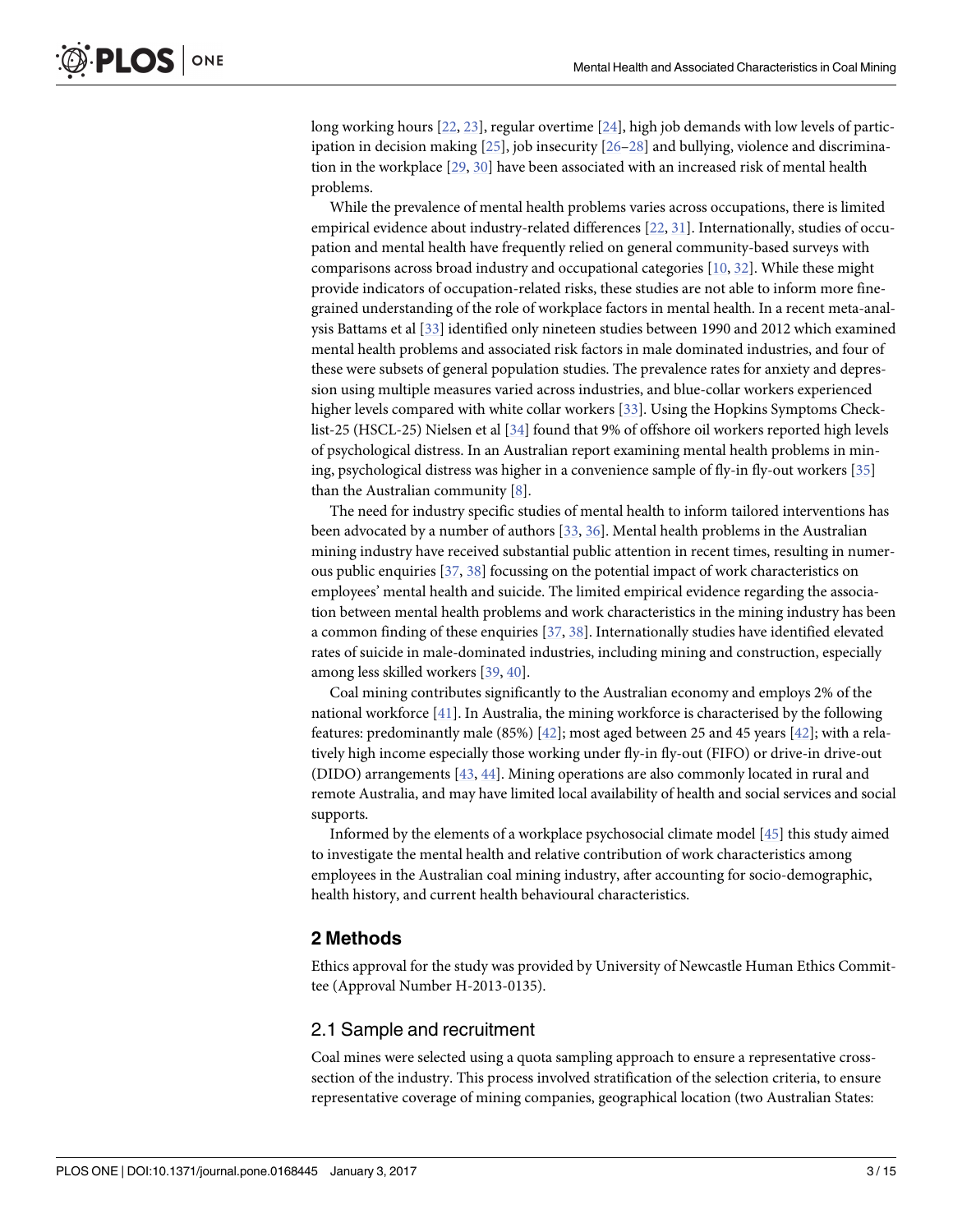long working hours [22, 23], regular overtime [24], high job demands with low levels of participation in decision making [25], job insecurity [26–28] and bullying, violence and discrimination in the workplace [29, 30] have been associated with an increased risk of mental health problems.

While the prevalence of mental health problems varies across occupations, there is limited empirical evidence about industry-related differences [22, 31]. Internationally, studies of occupation and mental health have frequently relied on general community-based surveys with comparisons across broad industry and occupational categories [10, 32]. While these might provide indicators of occupation-related risks, these studies are not able to inform more fine-grained understanding of the role of workplace factors in mental health. In a recent meta-analysis Battams et al [33] identified only nineteen studies between 1990 and 2012 which examined mental health problems and associated risk factors in male dominated industries, and four of these were subsets of general population studies. The prevalence rates for anxiety and depression using multiple measures varied across industries, and blue-collar workers experienced higher levels compared with white collar workers [33]. Using the Hopkins Symptoms Checklist-25 (HSCL-25) Nielsen et al [34] found that 9% of offshore oil workers reported high levels of psychological distress. In an Australian report examining mental health problems in mining, psychological distress was higher in a convenience sample of fly-in fly-out workers [35] than the Australian community [8].

The need for industry specific studies of mental health to inform tailored interventions has been advocated by a number of authors [33, 36]. Mental health problems in the Australian mining industry have received substantial public attention in recent times, resulting in numerous public enquiries [37, 38] focussing on the potential impact of work characteristics on employees' mental health and suicide. The limited empirical evidence regarding the association between mental health problems and work characteristics in the mining industry has been a common finding of these enquiries [37, 38]. Internationally studies have identified elevated rates of suicide in male-dominated industries, including mining and construction, especially among less skilled workers [39, 40].

Coal mining contributes significantly to the Australian economy and employs 2% of the national workforce [41]. In Australia, the mining workforce is characterised by the following features: predominantly male (85%) [42]; most aged between 25 and 45 years [42]; with a relatively high income especially those working under fly-in fly-out (FIFO) or drive-in drive-out (DIDO) arrangements [43, 44]. Mining operations are also commonly located in rural and remote Australia, and may have limited local availability of health and social services and social supports.

Informed by the elements of a workplace psychosocial climate model [45] this study aimed to investigate the mental health and relative contribution of work characteristics among employees in the Australian coal mining industry, after accounting for socio-demographic, health history, and current health behavioural characteristics.

## 2 Methods

Ethics approval for the study was provided by University of Newcastle Human Ethics Committee (Approval Number H-2013-0135).

### 2.1 Sample and recruitment

Coal mines were selected using a quota sampling approach to ensure a representative cross-section of the industry. This process involved stratification of the selection criteria, to ensure representative coverage of mining companies, geographical location (two Australian States: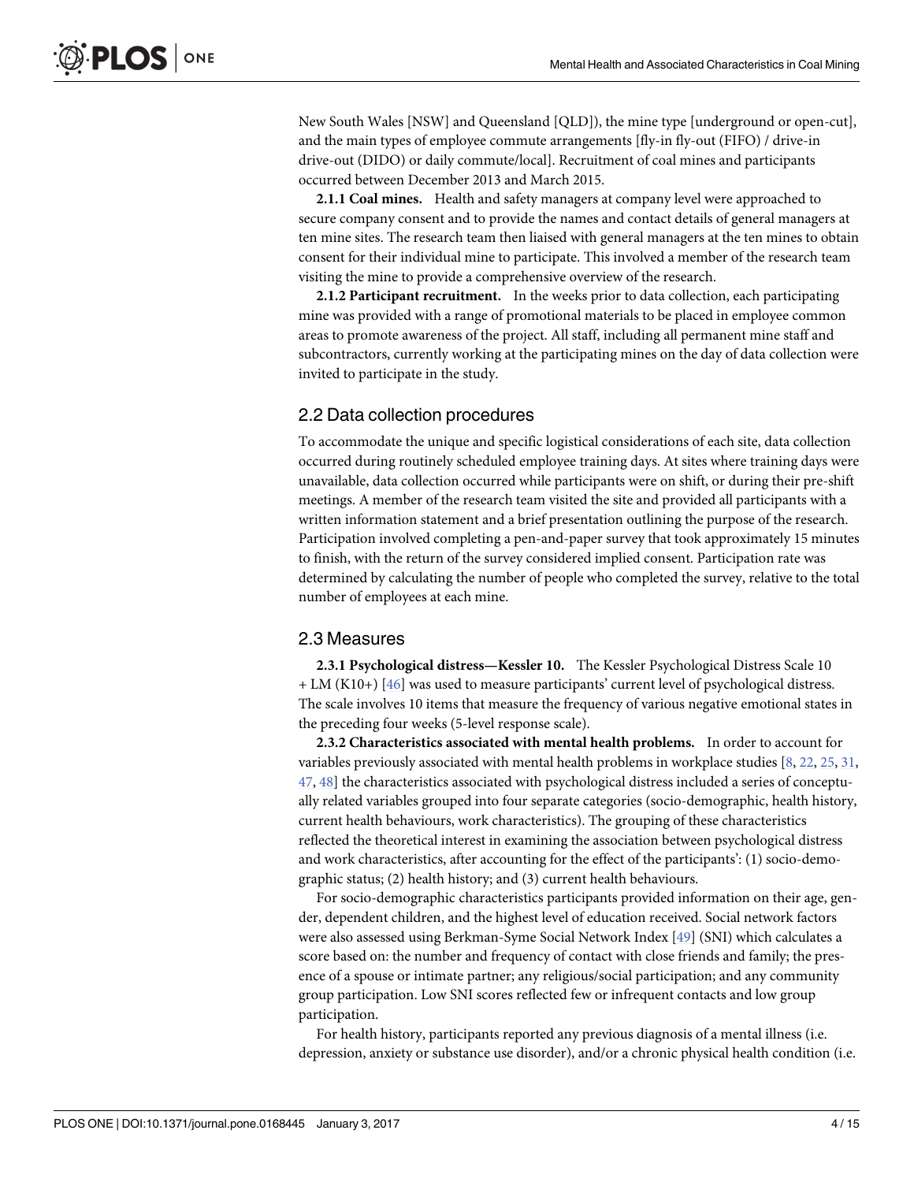New South Wales [NSW] and Queensland [QLD]), the mine type [underground or open-cut], and the main types of employee commute arrangements [fly-in fly-out (FIFO) / drive-in drive-out (DIDO) or daily commute/local]. Recruitment of coal mines and participants occurred between December 2013 and March 2015.

**2.1.1 Coal mines.** Health and safety managers at company level were approached to secure company consent and to provide the names and contact details of general managers at ten mine sites. The research team then liaised with general managers at the ten mines to obtain consent for their individual mine to participate. This involved a member of the research team visiting the mine to provide a comprehensive overview of the research.

**2.1.2 Participant recruitment.** In the weeks prior to data collection, each participating mine was provided with a range of promotional materials to be placed in employee common areas to promote awareness of the project. All staff, including all permanent mine staff and subcontractors, currently working at the participating mines on the day of data collection were invited to participate in the study.

## 2.2 Data collection procedures

To accommodate the unique and specific logistical considerations of each site, data collection occurred during routinely scheduled employee training days. At sites where training days were unavailable, data collection occurred while participants were on shift, or during their pre-shift meetings. A member of the research team visited the site and provided all participants with a written information statement and a brief presentation outlining the purpose of the research. Participation involved completing a pen-and-paper survey that took approximately 15 minutes to finish, with the return of the survey considered implied consent. Participation rate was determined by calculating the number of people who completed the survey, relative to the total number of employees at each mine.

## 2.3 Measures

**2.3.1 Psychological distress—Kessler 10.** The Kessler Psychological Distress Scale 10 + LM (K10+) [46] was used to measure participants' current level of psychological distress. The scale involves 10 items that measure the frequency of various negative emotional states in the preceding four weeks (5-level response scale).

**2.3.2 Characteristics associated with mental health problems.** In order to account for variables previously associated with mental health problems in workplace studies [8, 22, 25, 31, 47, 48] the characteristics associated with psychological distress included a series of conceptually related variables grouped into four separate categories (socio-demographic, health history, current health behaviours, work characteristics). The grouping of these characteristics reflected the theoretical interest in examining the association between psychological distress and work characteristics, after accounting for the effect of the participants': (1) socio-demographic status; (2) health history; and (3) current health behaviours.

For socio-demographic characteristics participants provided information on their age, gender, dependent children, and the highest level of education received. Social network factors were also assessed using Berkman-Syme Social Network Index [49] (SNI) which calculates a score based on: the number and frequency of contact with close friends and family; the presence of a spouse or intimate partner; any religious/social participation; and any community group participation. Low SNI scores reflected few or infrequent contacts and low group participation.

For health history, participants reported any previous diagnosis of a mental illness (i.e. depression, anxiety or substance use disorder), and/or a chronic physical health condition (i.e.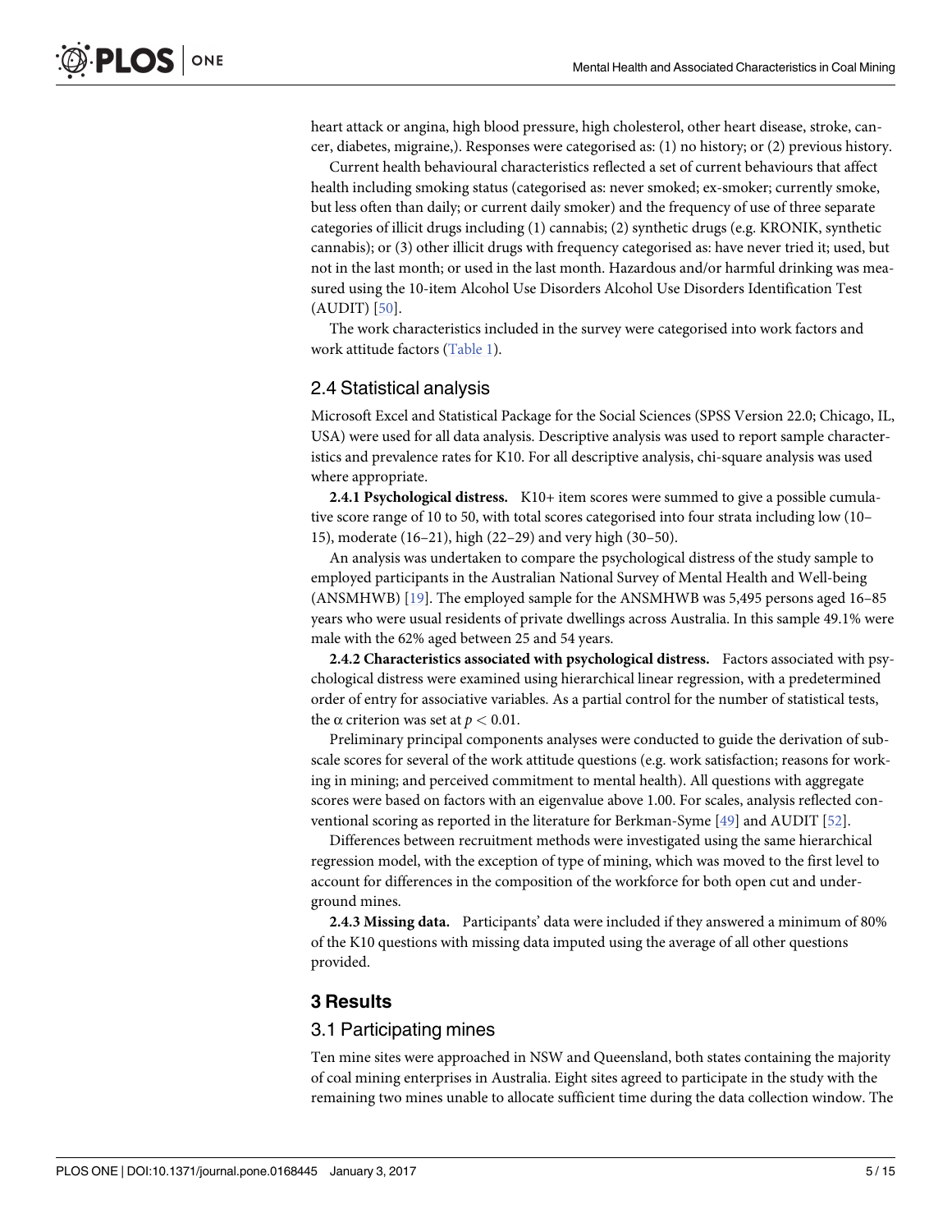heart attack or angina, high blood pressure, high cholesterol, other heart disease, stroke, cancer, diabetes, migraine,). Responses were categorised as: (1) no history; or (2) previous history.

Current health behavioural characteristics reflected a set of current behaviours that affect health including smoking status (categorised as: never smoked; ex-smoker; currently smoke, but less often than daily; or current daily smoker) and the frequency of use of three separate categories of illicit drugs including (1) cannabis; (2) synthetic drugs (e.g. KRONIK, synthetic cannabis); or (3) other illicit drugs with frequency categorised as: have never tried it; used, but not in the last month; or used in the last month. Hazardous and/or harmful drinking was measured using the 10-item Alcohol Use Disorders Alcohol Use Disorders Identification Test (AUDIT) [50].

The work characteristics included in the survey were categorised into work factors and work attitude factors (Table 1).

## 2.4 Statistical analysis

Microsoft Excel and Statistical Package for the Social Sciences (SPSS Version 22.0; Chicago, IL, USA) were used for all data analysis. Descriptive analysis was used to report sample characteristics and prevalence rates for K10. For all descriptive analysis, chi-square analysis was used where appropriate.

**2.4.1 Psychological distress.** K10+ item scores were summed to give a possible cumulative score range of 10 to 50, with total scores categorised into four strata including low (10–15), moderate (16–21), high (22–29) and very high (30–50).

An analysis was undertaken to compare the psychological distress of the study sample to employed participants in the Australian National Survey of Mental Health and Well-being (ANSMHWB) [19]. The employed sample for the ANSMHWB was 5,495 persons aged 16–85 years who were usual residents of private dwellings across Australia. In this sample 49.1% were male with the 62% aged between 25 and 54 years.

**2.4.2 Characteristics associated with psychological distress.** Factors associated with psychological distress were examined using hierarchical linear regression, with a predetermined order of entry for associative variables. As a partial control for the number of statistical tests, the α criterion was set at $p < 0.01$.

Preliminary principal components analyses were conducted to guide the derivation of subscale scores for several of the work attitude questions (e.g. work satisfaction; reasons for working in mining; and perceived commitment to mental health). All questions with aggregate scores were based on factors with an eigenvalue above 1.00. For scales, analysis reflected conventional scoring as reported in the literature for Berkman-Syme [49] and AUDIT [52].

Differences between recruitment methods were investigated using the same hierarchical regression model, with the exception of type of mining, which was moved to the first level to account for differences in the composition of the workforce for both open cut and underground mines.

**2.4.3 Missing data.** Participants' data were included if they answered a minimum of 80% of the K10 questions with missing data imputed using the average of all other questions provided.

# 3 Results

## 3.1 Participating mines

Ten mine sites were approached in NSW and Queensland, both states containing the majority of coal mining enterprises in Australia. Eight sites agreed to participate in the study with the remaining two mines unable to allocate sufficient time during the data collection window. The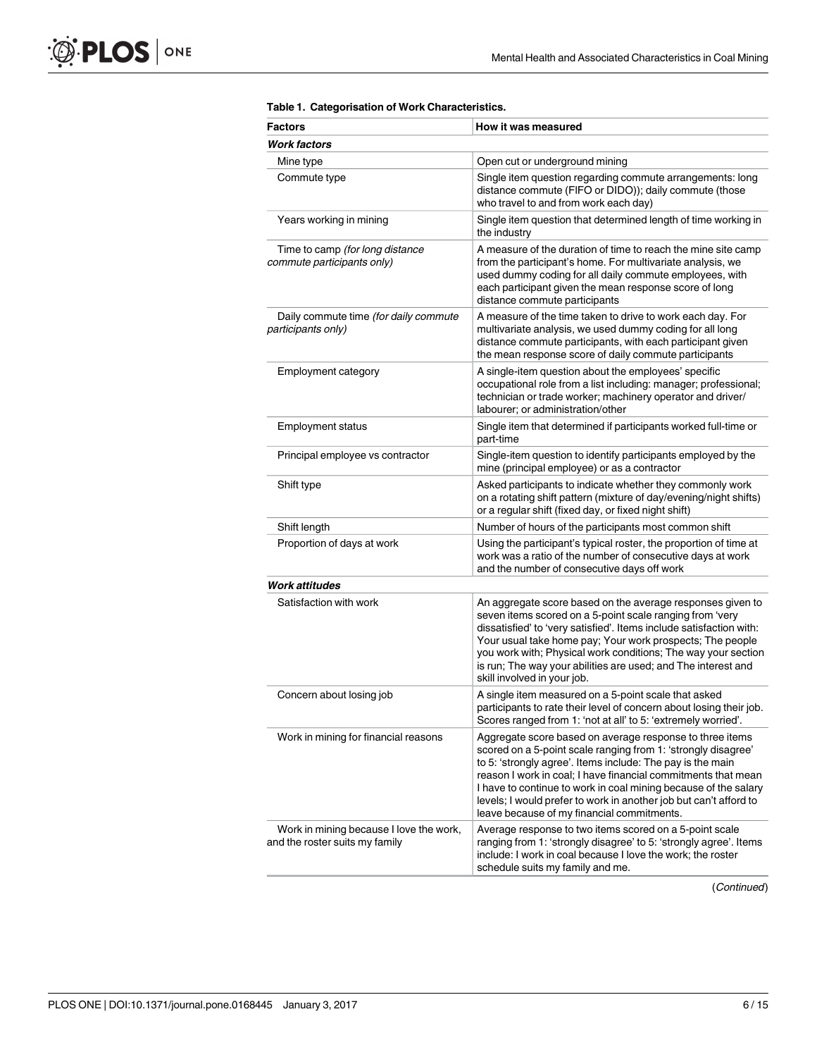**Table 1. Categorisation of Work Characteristics.**

| Factors | How it was measured |
|---|---|
| ***Work factors*** | |
| Mine type | Open cut or underground mining |
| Commute type | Single item question regarding commute arrangements: long distance commute (FIFO or DIDO)); daily commute (those who travel to and from work each day) |
| Years working in mining | Single item question that determined length of time working in the industry |
| Time to camp *(for long distance commute participants only)* | A measure of the duration of time to reach the mine site camp from the participant's home. For multivariate analysis, we used dummy coding for all daily commute employees, with each participant given the mean response score of long distance commute participants |
| Daily commute time *(for daily commute participants only)* | A measure of the time taken to drive to work each day. For multivariate analysis, we used dummy coding for all long distance commute participants, with each participant given the mean response score of daily commute participants |
| Employment category | A single-item question about the employees' specific occupational role from a list including: manager; professional; technician or trade worker; machinery operator and driver/ labourer; or administration/other |
| Employment status | Single item that determined if participants worked full-time or part-time |
| Principal employee vs contractor | Single-item question to identify participants employed by the mine (principal employee) or as a contractor |
| Shift type | Asked participants to indicate whether they commonly work on a rotating shift pattern (mixture of day/evening/night shifts) or a regular shift (fixed day, or fixed night shift) |
| Shift length | Number of hours of the participants most common shift |
| Proportion of days at work | Using the participant's typical roster, the proportion of time at work was a ratio of the number of consecutive days at work and the number of consecutive days off work |
| ***Work attitudes*** | |
| Satisfaction with work | An aggregate score based on the average responses given to seven items scored on a 5-point scale ranging from 'very dissatisfied' to 'very satisfied'. Items include satisfaction with: Your usual take home pay; Your work prospects; The people you work with; Physical work conditions; The way your section is run; The way your abilities are used; and The interest and skill involved in your job. |
| Concern about losing job | A single item measured on a 5-point scale that asked participants to rate their level of concern about losing their job. Scores ranged from 1: 'not at all' to 5: 'extremely worried'. |
| Work in mining for financial reasons | Aggregate score based on average response to three items scored on a 5-point scale ranging from 1: 'strongly disagree' to 5: 'strongly agree'. Items include: The pay is the main reason I work in coal; I have financial commitments that mean I have to continue to work in coal mining because of the salary levels; I would prefer to work in another job but can't afford to leave because of my financial commitments. |
| Work in mining because I love the work, and the roster suits my family | Average response to two items scored on a 5-point scale ranging from 1: 'strongly disagree' to 5: 'strongly agree'. Items include: I work in coal because I love the work; the roster schedule suits my family and me. |

(*Continued*)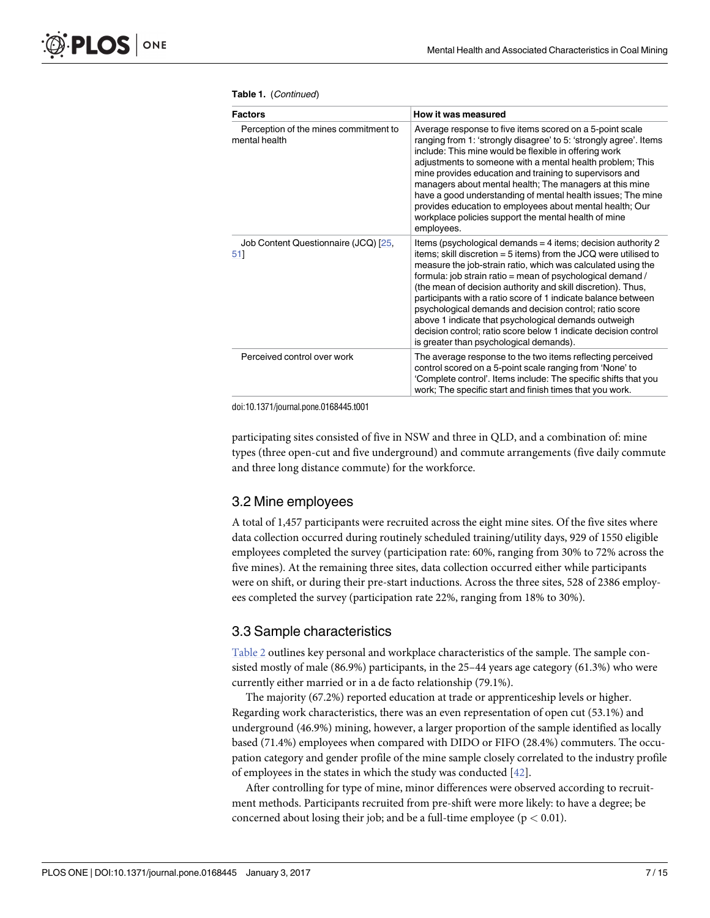**Table 1.** (*Continued*)

| Factors | How it was measured |
| --- | --- |
| Perception of the mines commitment to mental health | Average response to five items scored on a 5-point scale ranging from 1: 'strongly disagree' to 5: 'strongly agree'. Items include: This mine would be flexible in offering work adjustments to someone with a mental health problem; This mine provides education and training to supervisors and managers about mental health; The managers at this mine have a good understanding of mental health issues; The mine provides education to employees about mental health; Our workplace policies support the mental health of mine employees. |
| Job Content Questionnaire (JCQ) [25, 51] | Items (psychological demands = 4 items; decision authority 2 items; skill discretion = 5 items) from the JCQ were utilised to measure the job-strain ratio, which was calculated using the formula: job strain ratio = mean of psychological demand / (the mean of decision authority and skill discretion). Thus, participants with a ratio score of 1 indicate balance between psychological demands and decision control; ratio score above 1 indicate that psychological demands outweigh decision control; ratio score below 1 indicate decision control is greater than psychological demands). |
| Perceived control over work | The average response to the two items reflecting perceived control scored on a 5-point scale ranging from 'None' to 'Complete control'. Items include: The specific shifts that you work; The specific start and finish times that you work. |

doi:10.1371/journal.pone.0168445.t001

participating sites consisted of five in NSW and three in QLD, and a combination of: mine types (three open-cut and five underground) and commute arrangements (five daily commute and three long distance commute) for the workforce.

## 3.2 Mine employees

A total of 1,457 participants were recruited across the eight mine sites. Of the five sites where data collection occurred during routinely scheduled training/utility days, 929 of 1550 eligible employees completed the survey (participation rate: 60%, ranging from 30% to 72% across the five mines). At the remaining three sites, data collection occurred either while participants were on shift, or during their pre-start inductions. Across the three sites, 528 of 2386 employees completed the survey (participation rate 22%, ranging from 18% to 30%).

## 3.3 Sample characteristics

Table 2 outlines key personal and workplace characteristics of the sample. The sample consisted mostly of male (86.9%) participants, in the 25–44 years age category (61.3%) who were currently either married or in a de facto relationship (79.1%).

The majority (67.2%) reported education at trade or apprenticeship levels or higher. Regarding work characteristics, there was an even representation of open cut (53.1%) and underground (46.9%) mining, however, a larger proportion of the sample identified as locally based (71.4%) employees when compared with DIDO or FIFO (28.4%) commuters. The occupation category and gender profile of the mine sample closely correlated to the industry profile of employees in the states in which the study was conducted [42].

After controlling for type of mine, minor differences were observed according to recruitment methods. Participants recruited from pre-shift were more likely: to have a degree; be concerned about losing their job; and be a full-time employee ($p < 0.01$).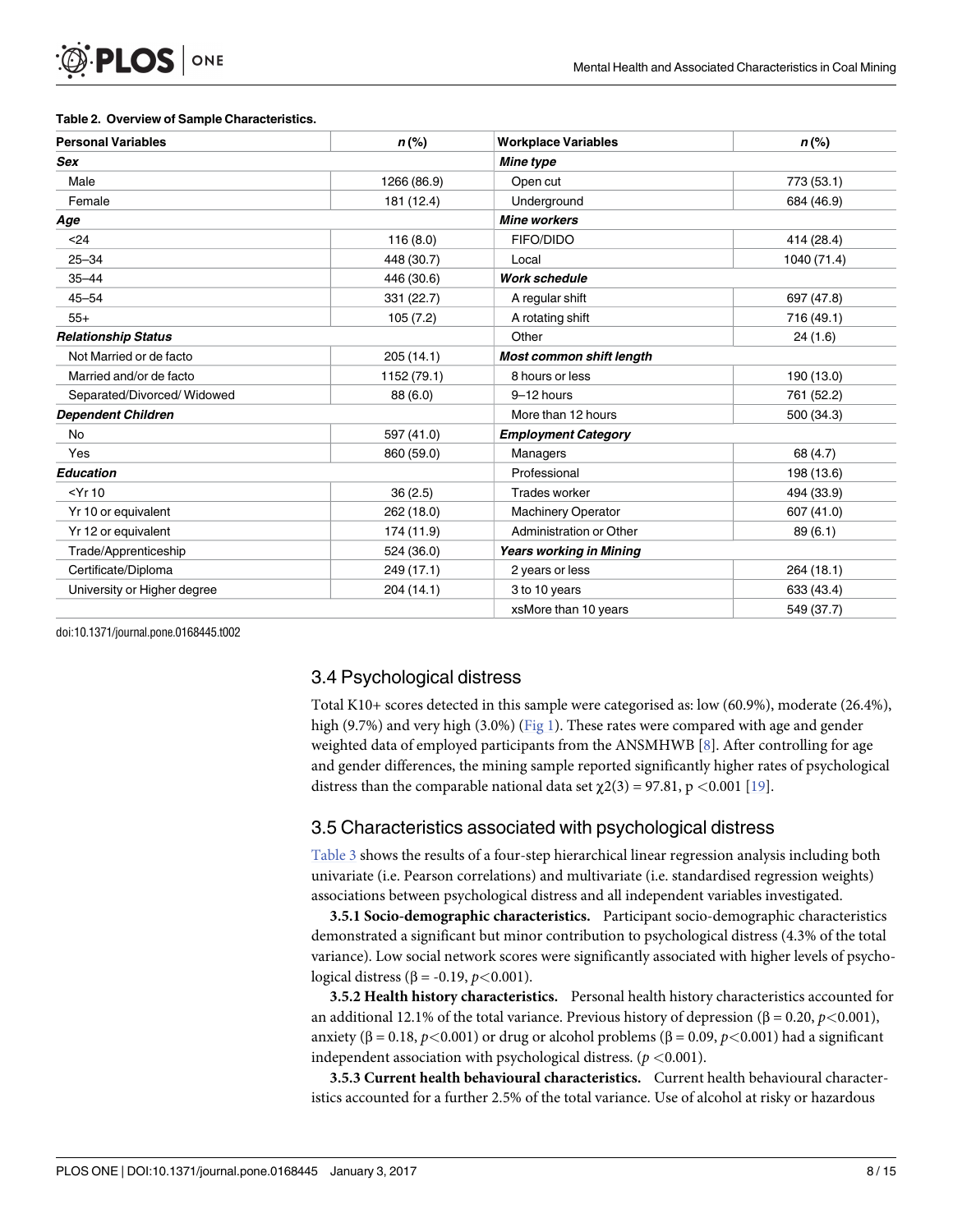**Table 2. Overview of Sample Characteristics.**

| Personal Variables | n (%) | Workplace Variables | n (%) |
|---|---|---|---|
| ***Sex*** | | ***Mine type*** | |
| Male | 1266 (86.9) | Open cut | 773 (53.1) |
| Female | 181 (12.4) | Underground | 684 (46.9) |
| ***Age*** | | ***Mine workers*** | |
| <24 | 116 (8.0) | FIFO/DIDO | 414 (28.4) |
| 25–34 | 448 (30.7) | Local | 1040 (71.4) |
| 35–44 | 446 (30.6) | ***Work schedule*** | |
| 45–54 | 331 (22.7) | A regular shift | 697 (47.8) |
| 55+ | 105 (7.2) | A rotating shift | 716 (49.1) |
| ***Relationship Status*** | | Other | 24 (1.6) |
| Not Married or de facto | 205 (14.1) | ***Most common shift length*** | |
| Married and/or de facto | 1152 (79.1) | 8 hours or less | 190 (13.0) |
| Separated/Divorced/ Widowed | 88 (6.0) | 9–12 hours | 761 (52.2) |
| ***Dependent Children*** | | More than 12 hours | 500 (34.3) |
| No | 597 (41.0) | ***Employment Category*** | |
| Yes | 860 (59.0) | Managers | 68 (4.7) |
| ***Education*** | | Professional | 198 (13.6) |
| <Yr 10 | 36 (2.5) | Trades worker | 494 (33.9) |
| Yr 10 or equivalent | 262 (18.0) | Machinery Operator | 607 (41.0) |
| Yr 12 or equivalent | 174 (11.9) | Administration or Other | 89 (6.1) |
| Trade/Apprenticeship | 524 (36.0) | ***Years working in Mining*** | |
| Certificate/Diploma | 249 (17.1) | 2 years or less | 264 (18.1) |
| University or Higher degree | 204 (14.1) | 3 to 10 years | 633 (43.4) |
| | | xsMore than 10 years | 549 (37.7) |

doi:10.1371/journal.pone.0168445.t002

## 3.4 Psychological distress

Total K10+ scores detected in this sample were categorised as: low (60.9%), moderate (26.4%), high (9.7%) and very high (3.0%) (Fig 1). These rates were compared with age and gender weighted data of employed participants from the ANSMHWB [8]. After controlling for age and gender differences, the mining sample reported significantly higher rates of psychological distress than the comparable national data set $\chi2(3) = 97.81$, $p < 0.001$ [19].

## 3.5 Characteristics associated with psychological distress

Table 3 shows the results of a four-step hierarchical linear regression analysis including both univariate (i.e. Pearson correlations) and multivariate (i.e. standardised regression weights) associations between psychological distress and all independent variables investigated.

**3.5.1 Socio-demographic characteristics.** Participant socio-demographic characteristics demonstrated a significant but minor contribution to psychological distress (4.3% of the total variance). Low social network scores were significantly associated with higher levels of psychological distress ($\beta = -0.19$, $p<0.001$).

**3.5.2 Health history characteristics.** Personal health history characteristics accounted for an additional 12.1% of the total variance. Previous history of depression ($\beta = 0.20$, $p<0.001$), anxiety ($\beta = 0.18$, $p<0.001$) or drug or alcohol problems ($\beta = 0.09$, $p<0.001$) had a significant independent association with psychological distress. ($p < 0.001$).

**3.5.3 Current health behavioural characteristics.** Current health behavioural characteristics accounted for a further 2.5% of the total variance. Use of alcohol at risky or hazardous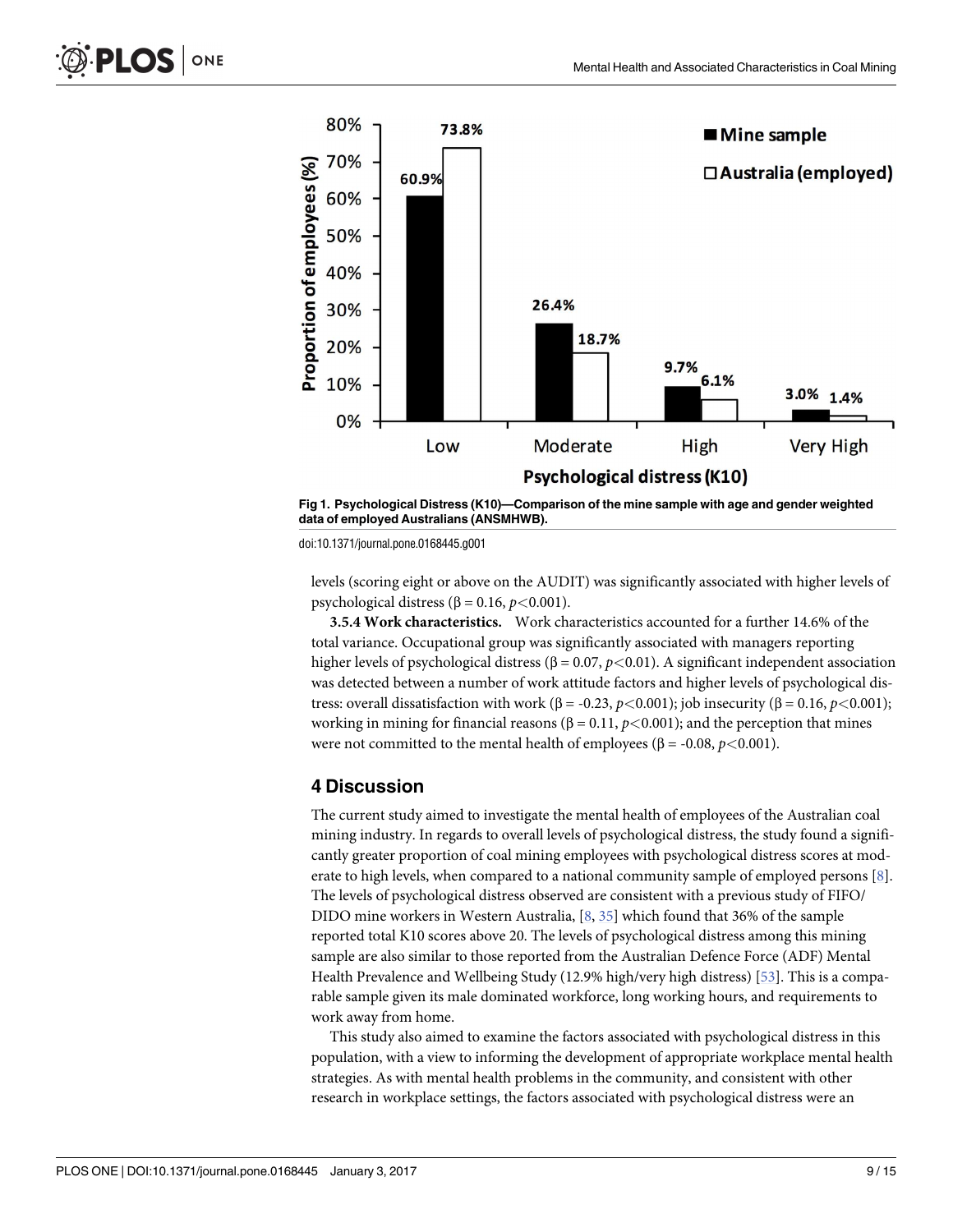Fig 1. Psychological Distress (K10)—Comparison of the mine sample with age and gender weighted data of employed Australians (ANSMHWB).

doi:10.1371/journal.pone.0168445.g001

levels (scoring eight or above on the AUDIT) was significantly associated with higher levels of psychological distress (β = 0.16, $p<0.001$).

**3.5.4 Work characteristics.** Work characteristics accounted for a further 14.6% of the total variance. Occupational group was significantly associated with managers reporting higher levels of psychological distress (β = 0.07, $p<0.01$). A significant independent association was detected between a number of work attitude factors and higher levels of psychological distress: overall dissatisfaction with work (β = -0.23, $p<0.001$); job insecurity (β = 0.16, $p<0.001$); working in mining for financial reasons (β = 0.11, $p<0.001$); and the perception that mines were not committed to the mental health of employees (β = -0.08, $p<0.001$).

## 4 Discussion

The current study aimed to investigate the mental health of employees of the Australian coal mining industry. In regards to overall levels of psychological distress, the study found a significantly greater proportion of coal mining employees with psychological distress scores at moderate to high levels, when compared to a national community sample of employed persons [8]. The levels of psychological distress observed are consistent with a previous study of FIFO/DIDO mine workers in Western Australia, [8, 35] which found that 36% of the sample reported total K10 scores above 20. The levels of psychological distress among this mining sample are also similar to those reported from the Australian Defence Force (ADF) Mental Health Prevalence and Wellbeing Study (12.9% high/very high distress) [53]. This is a comparable sample given its male dominated workforce, long working hours, and requirements to work away from home.

This study also aimed to examine the factors associated with psychological distress in this population, with a view to informing the development of appropriate workplace mental health strategies. As with mental health problems in the community, and consistent with other research in workplace settings, the factors associated with psychological distress were an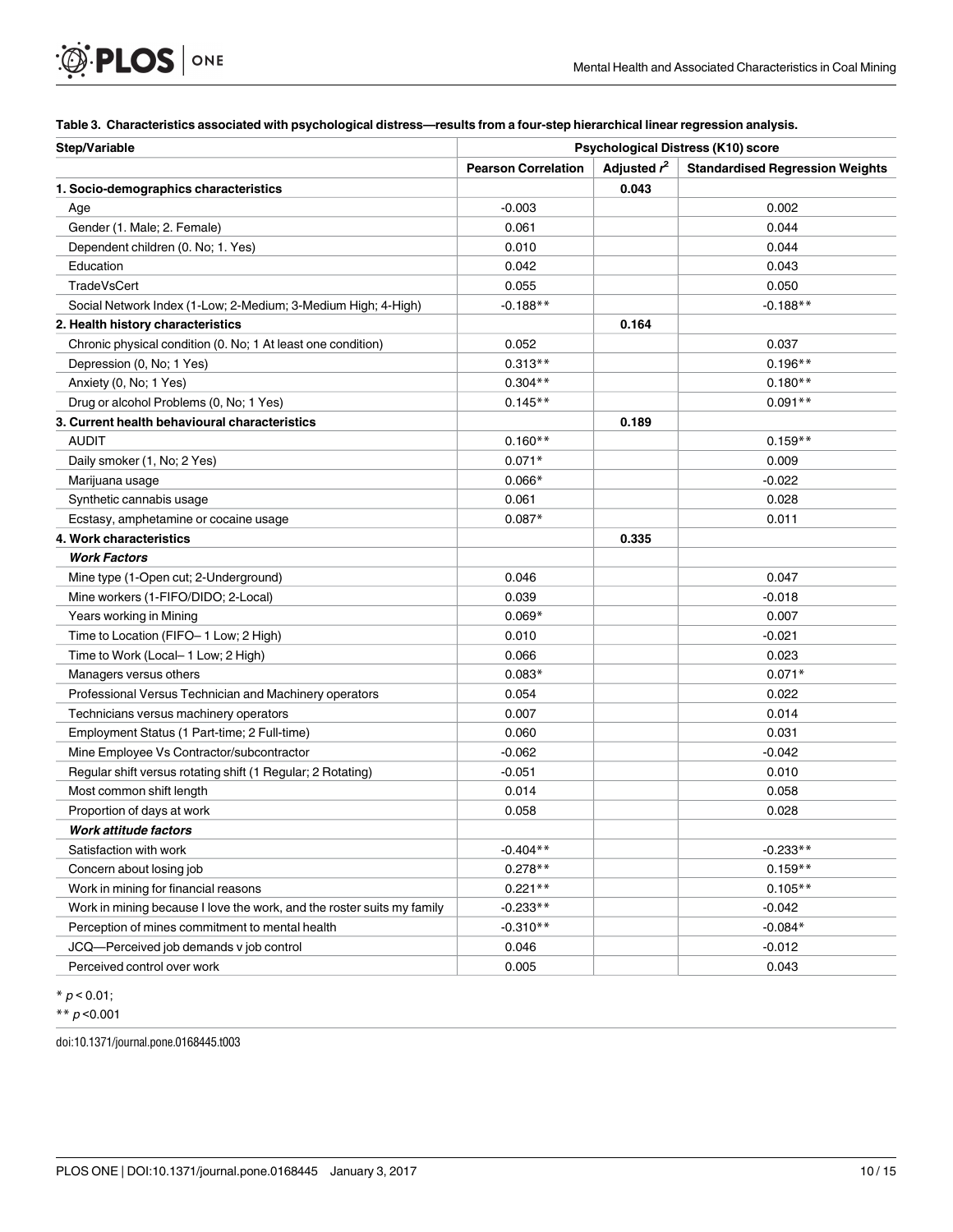**Table 3. Characteristics associated with psychological distress—results from a four-step hierarchical linear regression analysis.**

| Step/Variable | Psychological Distress (K10) score | | |
|---|---|---|---|
| | Pearson Correlation | Adjusted $r^2$ | Standardised Regression Weights |
| **1. Socio-demographics characteristics** | | **0.043** | |
| Age | -0.003 | | 0.002 |
| Gender (1. Male; 2. Female) | 0.061 | | 0.044 |
| Dependent children (0. No; 1. Yes) | 0.010 | | 0.044 |
| Education | 0.042 | | 0.043 |
| TradeVsCert | 0.055 | | 0.050 |
| Social Network Index (1-Low; 2-Medium; 3-Medium High; 4-High) | -0.188** | | -0.188** |
| **2. Health history characteristics** | | **0.164** | |
| Chronic physical condition (0. No; 1 At least one condition) | 0.052 | | 0.037 |
| Depression (0, No; 1 Yes) | 0.313** | | 0.196** |
| Anxiety (0, No; 1 Yes) | 0.304** | | 0.180** |
| Drug or alcohol Problems (0, No; 1 Yes) | 0.145** | | 0.091** |
| **3. Current health behavioural characteristics** | | **0.189** | |
| AUDIT | 0.160** | | 0.159** |
| Daily smoker (1, No; 2 Yes) | 0.071* | | 0.009 |
| Marijuana usage | 0.066* | | -0.022 |
| Synthetic cannabis usage | 0.061 | | 0.028 |
| Ecstasy, amphetamine or cocaine usage | 0.087* | | 0.011 |
| **4. Work characteristics** | | **0.335** | |
| ***Work Factors*** | | | |
| Mine type (1-Open cut; 2-Underground) | 0.046 | | 0.047 |
| Mine workers (1-FIFO/DIDO; 2-Local) | 0.039 | | -0.018 |
| Years working in Mining | 0.069* | | 0.007 |
| Time to Location (FIFO– 1 Low; 2 High) | 0.010 | | -0.021 |
| Time to Work (Local– 1 Low; 2 High) | 0.066 | | 0.023 |
| Managers versus others | 0.083* | | 0.071* |
| Professional Versus Technician and Machinery operators | 0.054 | | 0.022 |
| Technicians versus machinery operators | 0.007 | | 0.014 |
| Employment Status (1 Part-time; 2 Full-time) | 0.060 | | 0.031 |
| Mine Employee Vs Contractor/subcontractor | -0.062 | | -0.042 |
| Regular shift versus rotating shift (1 Regular; 2 Rotating) | -0.051 | | 0.010 |
| Most common shift length | 0.014 | | 0.058 |
| Proportion of days at work | 0.058 | | 0.028 |
| ***Work attitude factors*** | | | |
| Satisfaction with work | -0.404** | | -0.233** |
| Concern about losing job | 0.278** | | 0.159** |
| Work in mining for financial reasons | 0.221** | | 0.105** |
| Work in mining because I love the work, and the roster suits my family | -0.233** | | -0.042 |
| Perception of mines commitment to mental health | -0.310** | | -0.084* |
| JCQ—Perceived job demands v job control | 0.046 | | -0.012 |
| Perceived control over work | 0.005 | | 0.043 |

* $p < 0.01$;

** $p < 0.001$

doi:10.1371/journal.pone.0168445.t003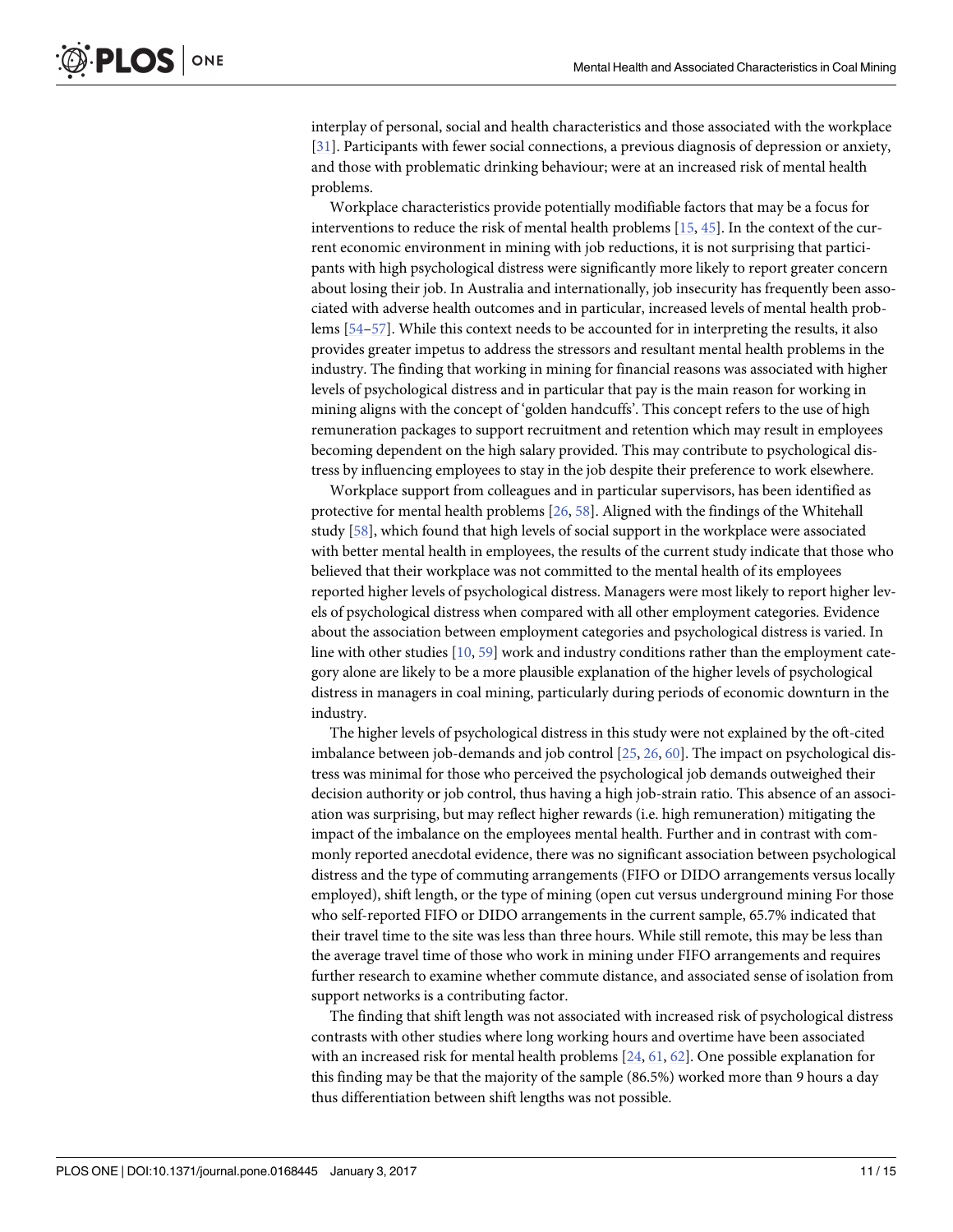interplay of personal, social and health characteristics and those associated with the workplace [31]. Participants with fewer social connections, a previous diagnosis of depression or anxiety, and those with problematic drinking behaviour; were at an increased risk of mental health problems.

Workplace characteristics provide potentially modifiable factors that may be a focus for interventions to reduce the risk of mental health problems [15, 45]. In the context of the current economic environment in mining with job reductions, it is not surprising that participants with high psychological distress were significantly more likely to report greater concern about losing their job. In Australia and internationally, job insecurity has frequently been associated with adverse health outcomes and in particular, increased levels of mental health problems [54–57]. While this context needs to be accounted for in interpreting the results, it also provides greater impetus to address the stressors and resultant mental health problems in the industry. The finding that working in mining for financial reasons was associated with higher levels of psychological distress and in particular that pay is the main reason for working in mining aligns with the concept of 'golden handcuffs'. This concept refers to the use of high remuneration packages to support recruitment and retention which may result in employees becoming dependent on the high salary provided. This may contribute to psychological distress by influencing employees to stay in the job despite their preference to work elsewhere.

Workplace support from colleagues and in particular supervisors, has been identified as protective for mental health problems [26, 58]. Aligned with the findings of the Whitehall study [58], which found that high levels of social support in the workplace were associated with better mental health in employees, the results of the current study indicate that those who believed that their workplace was not committed to the mental health of its employees reported higher levels of psychological distress. Managers were most likely to report higher levels of psychological distress when compared with all other employment categories. Evidence about the association between employment categories and psychological distress is varied. In line with other studies [10, 59] work and industry conditions rather than the employment category alone are likely to be a more plausible explanation of the higher levels of psychological distress in managers in coal mining, particularly during periods of economic downturn in the industry.

The higher levels of psychological distress in this study were not explained by the oft-cited imbalance between job-demands and job control [25, 26, 60]. The impact on psychological distress was minimal for those who perceived the psychological job demands outweighed their decision authority or job control, thus having a high job-strain ratio. This absence of an association was surprising, but may reflect higher rewards (i.e. high remuneration) mitigating the impact of the imbalance on the employees mental health. Further and in contrast with commonly reported anecdotal evidence, there was no significant association between psychological distress and the type of commuting arrangements (FIFO or DIDO arrangements versus locally employed), shift length, or the type of mining (open cut versus underground mining For those who self-reported FIFO or DIDO arrangements in the current sample, 65.7% indicated that their travel time to the site was less than three hours. While still remote, this may be less than the average travel time of those who work in mining under FIFO arrangements and requires further research to examine whether commute distance, and associated sense of isolation from support networks is a contributing factor.

The finding that shift length was not associated with increased risk of psychological distress contrasts with other studies where long working hours and overtime have been associated with an increased risk for mental health problems [24, 61, 62]. One possible explanation for this finding may be that the majority of the sample (86.5%) worked more than 9 hours a day thus differentiation between shift lengths was not possible.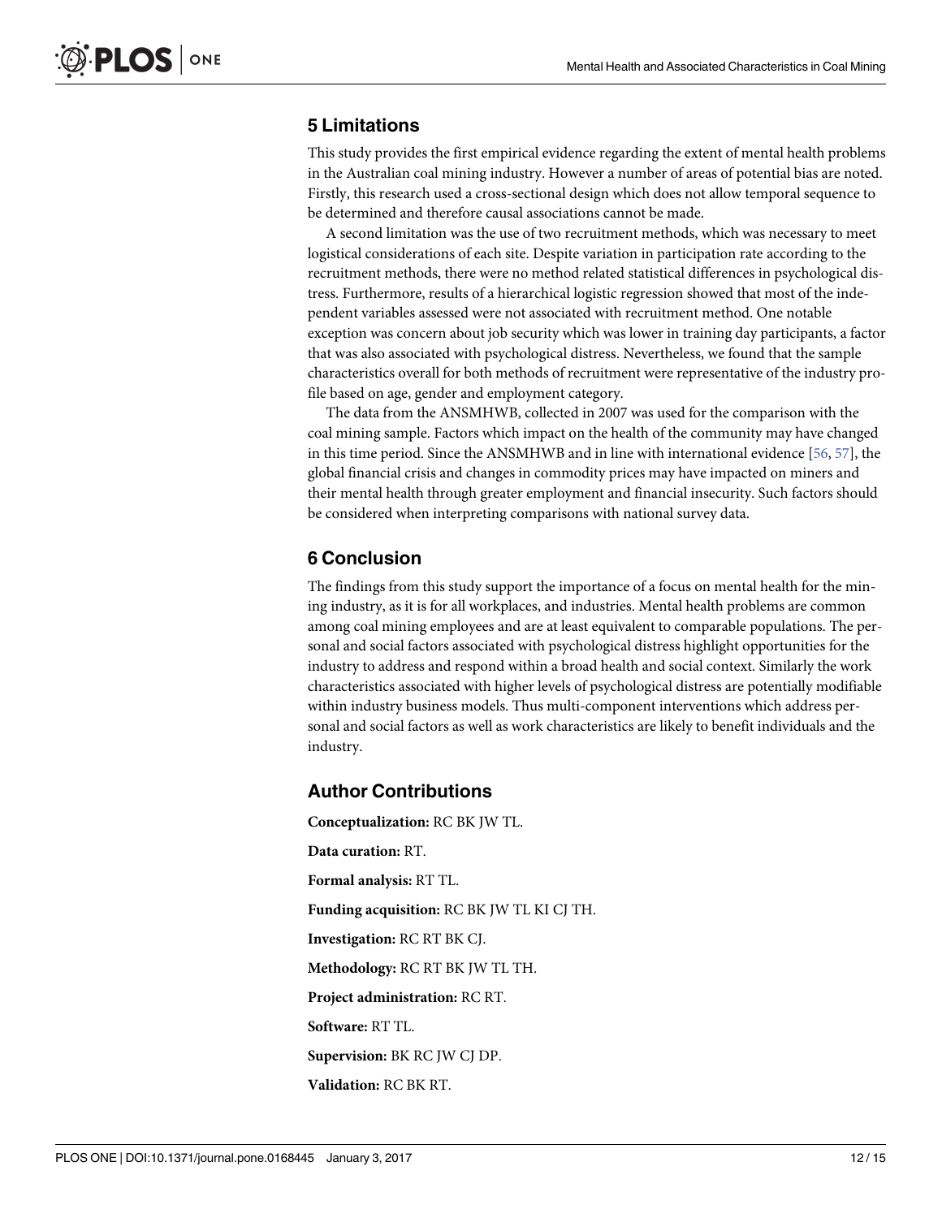## 5 Limitations

This study provides the first empirical evidence regarding the extent of mental health problems in the Australian coal mining industry. However a number of areas of potential bias are noted. Firstly, this research used a cross-sectional design which does not allow temporal sequence to be determined and therefore causal associations cannot be made.

A second limitation was the use of two recruitment methods, which was necessary to meet logistical considerations of each site. Despite variation in participation rate according to the recruitment methods, there were no method related statistical differences in psychological distress. Furthermore, results of a hierarchical logistic regression showed that most of the independent variables assessed were not associated with recruitment method. One notable exception was concern about job security which was lower in training day participants, a factor that was also associated with psychological distress. Nevertheless, we found that the sample characteristics overall for both methods of recruitment were representative of the industry profile based on age, gender and employment category.

The data from the ANSMHWB, collected in 2007 was used for the comparison with the coal mining sample. Factors which impact on the health of the community may have changed in this time period. Since the ANSMHWB and in line with international evidence [56, 57], the global financial crisis and changes in commodity prices may have impacted on miners and their mental health through greater employment and financial insecurity. Such factors should be considered when interpreting comparisons with national survey data.

## 6 Conclusion

The findings from this study support the importance of a focus on mental health for the mining industry, as it is for all workplaces, and industries. Mental health problems are common among coal mining employees and are at least equivalent to comparable populations. The personal and social factors associated with psychological distress highlight opportunities for the industry to address and respond within a broad health and social context. Similarly the work characteristics associated with higher levels of psychological distress are potentially modifiable within industry business models. Thus multi-component interventions which address personal and social factors as well as work characteristics are likely to benefit individuals and the industry.

## Author Contributions

**Conceptualization:** RC BK JW TL.

**Data curation:** RT.

**Formal analysis:** RT TL.

**Funding acquisition:** RC BK JW TL KI CJ TH.

**Investigation:** RC RT BK CJ.

**Methodology:** RC RT BK JW TL TH.

**Project administration:** RC RT.

**Software:** RT TL.

**Supervision:** BK RC JW CJ DP.

**Validation:** RC BK RT.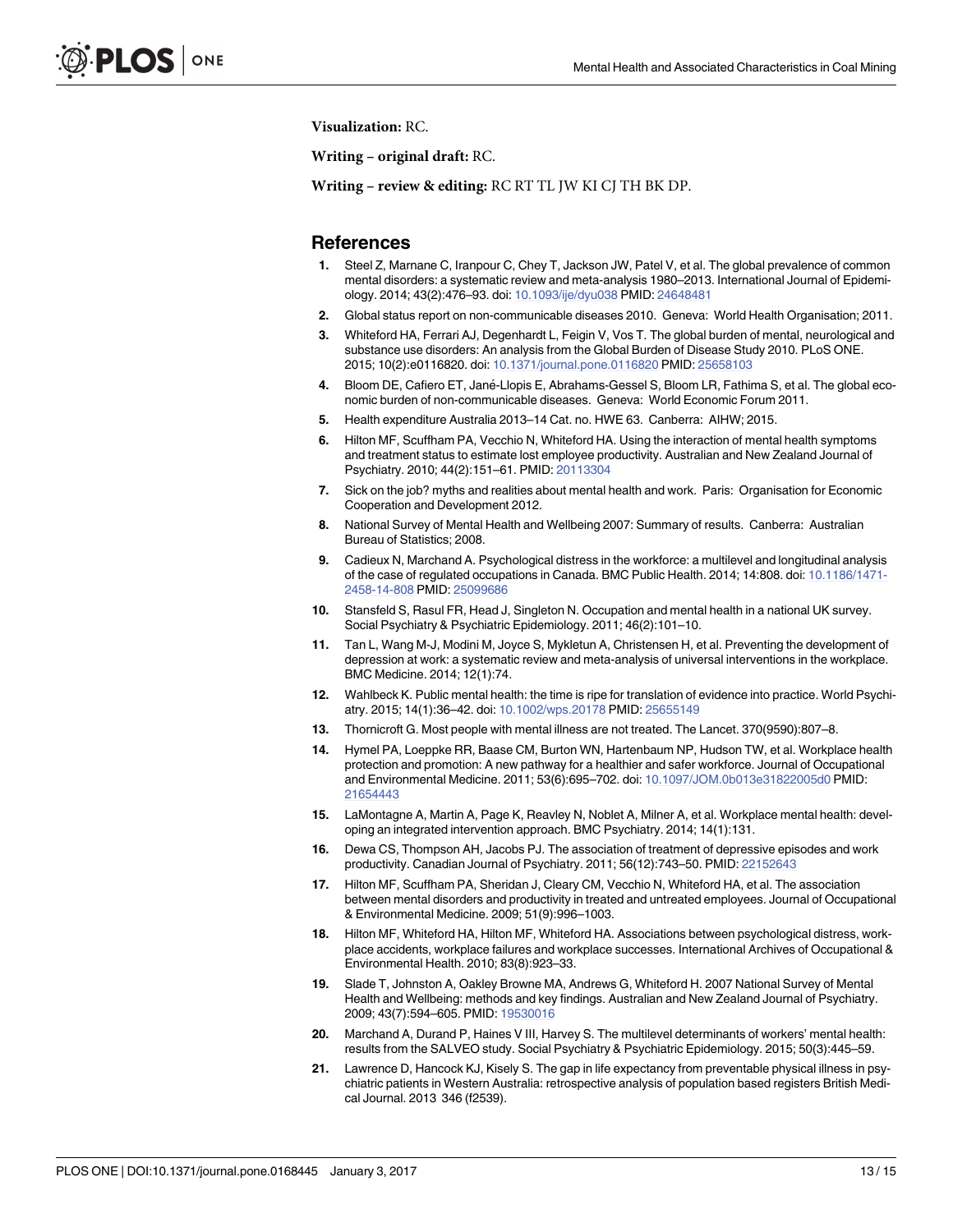**Visualization:** RC.

**Writing – original draft:** RC.

**Writing – review & editing:** RC RT TL JW KI CJ TH BK DP.

## References

1. Steel Z, Marnane C, Iranpour C, Chey T, Jackson JW, Patel V, et al. The global prevalence of common mental disorders: a systematic review and meta-analysis 1980–2013. International Journal of Epidemiology. 2014; 43(2):476–93. doi: 10.1093/ije/dyu038 PMID: 24648481
2. Global status report on non-communicable diseases 2010. Geneva: World Health Organisation; 2011.
3. Whiteford HA, Ferrari AJ, Degenhardt L, Feigin V, Vos T. The global burden of mental, neurological and substance use disorders: An analysis from the Global Burden of Disease Study 2010. PLoS ONE. 2015; 10(2):e0116820. doi: 10.1371/journal.pone.0116820 PMID: 25658103
4. Bloom DE, Cafiero ET, Jané-Llopis E, Abrahams-Gessel S, Bloom LR, Fathima S, et al. The global economic burden of non-communicable diseases. Geneva: World Economic Forum 2011.
5. Health expenditure Australia 2013–14 Cat. no. HWE 63. Canberra: AIHW; 2015.
6. Hilton MF, Scuffham PA, Vecchio N, Whiteford HA. Using the interaction of mental health symptoms and treatment status to estimate lost employee productivity. Australian and New Zealand Journal of Psychiatry. 2010; 44(2):151–61. PMID: 20113304
7. Sick on the job? myths and realities about mental health and work. Paris: Organisation for Economic Cooperation and Development 2012.
8. National Survey of Mental Health and Wellbeing 2007: Summary of results. Canberra: Australian Bureau of Statistics; 2008.
9. Cadieux N, Marchand A. Psychological distress in the workforce: a multilevel and longitudinal analysis of the case of regulated occupations in Canada. BMC Public Health. 2014; 14:808. doi: 10.1186/1471-2458-14-808 PMID: 25099686
10. Stansfeld S, Rasul FR, Head J, Singleton N. Occupation and mental health in a national UK survey. Social Psychiatry & Psychiatric Epidemiology. 2011; 46(2):101–10.
11. Tan L, Wang M-J, Modini M, Joyce S, Mykletun A, Christensen H, et al. Preventing the development of depression at work: a systematic review and meta-analysis of universal interventions in the workplace. BMC Medicine. 2014; 12(1):74.
12. Wahlbeck K. Public mental health: the time is ripe for translation of evidence into practice. World Psychiatry. 2015; 14(1):36–42. doi: 10.1002/wps.20178 PMID: 25655149
13. Thornicroft G. Most people with mental illness are not treated. The Lancet. 370(9590):807–8.
14. Hymel PA, Loeppke RR, Baase CM, Burton WN, Hartenbaum NP, Hudson TW, et al. Workplace health protection and promotion: A new pathway for a healthier and safer workforce. Journal of Occupational and Environmental Medicine. 2011; 53(6):695–702. doi: 10.1097/JOM.0b013e31822005d0 PMID: 21654443
15. LaMontagne A, Martin A, Page K, Reavley N, Noblet A, Milner A, et al. Workplace mental health: developing an integrated intervention approach. BMC Psychiatry. 2014; 14(1):131.
16. Dewa CS, Thompson AH, Jacobs PJ. The association of treatment of depressive episodes and work productivity. Canadian Journal of Psychiatry. 2011; 56(12):743–50. PMID: 22152643
17. Hilton MF, Scuffham PA, Sheridan J, Cleary CM, Vecchio N, Whiteford HA, et al. The association between mental disorders and productivity in treated and untreated employees. Journal of Occupational & Environmental Medicine. 2009; 51(9):996–1003.
18. Hilton MF, Whiteford HA, Hilton MF, Whiteford HA. Associations between psychological distress, workplace accidents, workplace failures and workplace successes. International Archives of Occupational & Environmental Health. 2010; 83(8):923–33.
19. Slade T, Johnston A, Oakley Browne MA, Andrews G, Whiteford H. 2007 National Survey of Mental Health and Wellbeing: methods and key findings. Australian and New Zealand Journal of Psychiatry. 2009; 43(7):594–605. PMID: 19530016
20. Marchand A, Durand P, Haines V III, Harvey S. The multilevel determinants of workers' mental health: results from the SALVEO study. Social Psychiatry & Psychiatric Epidemiology. 2015; 50(3):445–59.
21. Lawrence D, Hancock KJ, Kisely S. The gap in life expectancy from preventable physical illness in psychiatric patients in Western Australia: retrospective analysis of population based registers British Medical Journal. 2013 346 (f2539).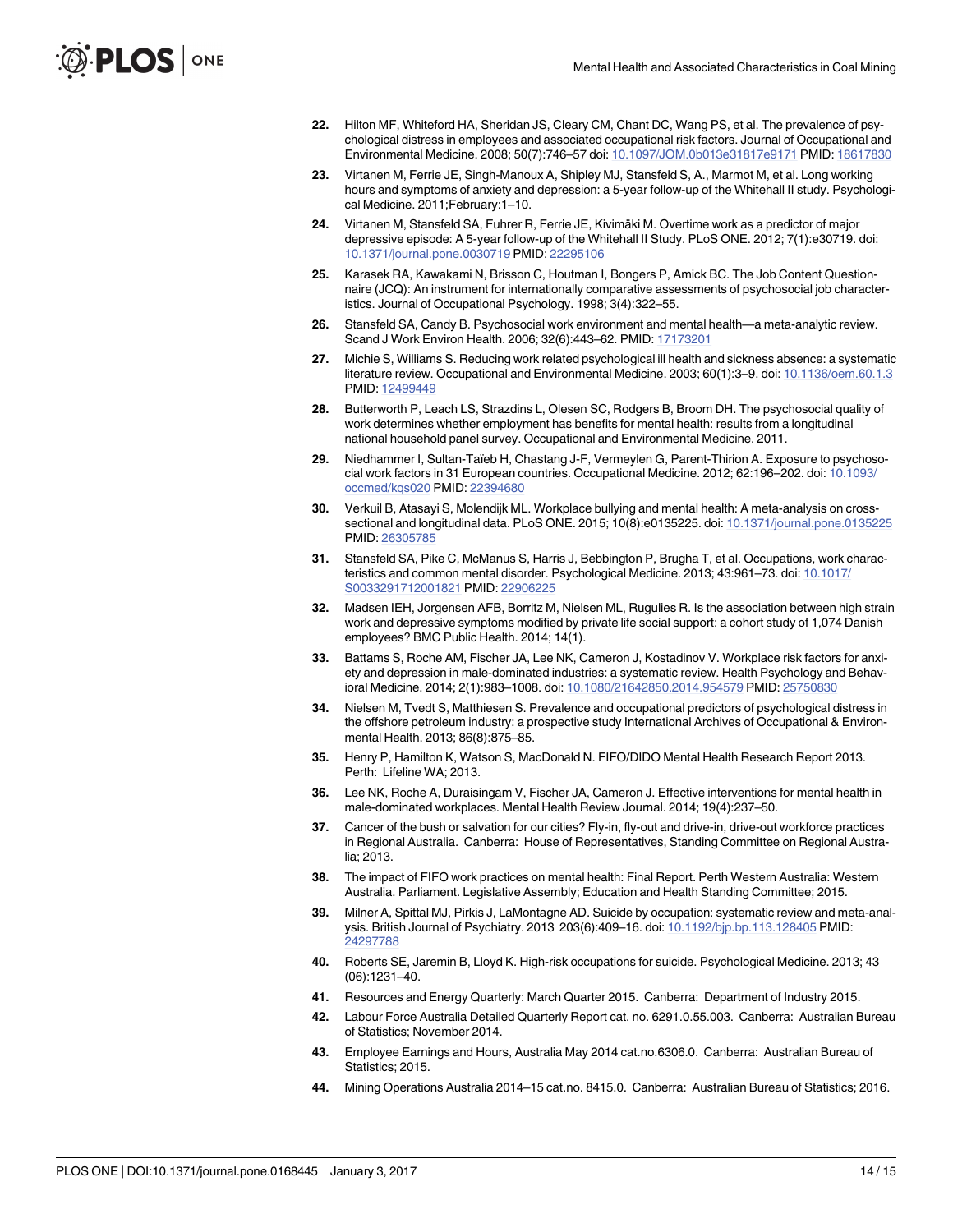22. Hilton MF, Whiteford HA, Sheridan JS, Cleary CM, Chant DC, Wang PS, et al. The prevalence of psychological distress in employees and associated occupational risk factors. Journal of Occupational and Environmental Medicine. 2008; 50(7):746–57 doi: 10.1097/JOM.0b013e31817e9171 PMID: 18617830

23. Virtanen M, Ferrie JE, Singh-Manoux A, Shipley MJ, Stansfeld S, A., Marmot M, et al. Long working hours and symptoms of anxiety and depression: a 5-year follow-up of the Whitehall II study. Psychological Medicine. 2011;February:1–10.

24. Virtanen M, Stansfeld SA, Fuhrer R, Ferrie JE, Kivimäki M. Overtime work as a predictor of major depressive episode: A 5-year follow-up of the Whitehall II Study. PLoS ONE. 2012; 7(1):e30719. doi: 10.1371/journal.pone.0030719 PMID: 22295106

25. Karasek RA, Kawakami N, Brisson C, Houtman I, Bongers P, Amick BC. The Job Content Questionnaire (JCQ): An instrument for internationally comparative assessments of psychosocial job characteristics. Journal of Occupational Psychology. 1998; 3(4):322–55.

26. Stansfeld SA, Candy B. Psychosocial work environment and mental health—a meta-analytic review. Scand J Work Environ Health. 2006; 32(6):443–62. PMID: 17173201

27. Michie S, Williams S. Reducing work related psychological ill health and sickness absence: a systematic literature review. Occupational and Environmental Medicine. 2003; 60(1):3–9. doi: 10.1136/oem.60.1.3 PMID: 12499449

28. Butterworth P, Leach LS, Strazdins L, Olesen SC, Rodgers B, Broom DH. The psychosocial quality of work determines whether employment has benefits for mental health: results from a longitudinal national household panel survey. Occupational and Environmental Medicine. 2011.

29. Niedhammer I, Sultan-Taïeb H, Chastang J-F, Vermeylen G, Parent-Thirion A. Exposure to psychosocial work factors in 31 European countries. Occupational Medicine. 2012; 62:196–202. doi: 10.1093/occmed/kqs020 PMID: 22394680

30. Verkuil B, Atasayi S, Molendijk ML. Workplace bullying and mental health: A meta-analysis on cross-sectional and longitudinal data. PLoS ONE. 2015; 10(8):e0135225. doi: 10.1371/journal.pone.0135225 PMID: 26305785

31. Stansfeld SA, Pike C, McManus S, Harris J, Bebbington P, Brugha T, et al. Occupations, work characteristics and common mental disorder. Psychological Medicine. 2013; 43:961–73. doi: 10.1017/S0033291712001821 PMID: 22906225

32. Madsen IEH, Jorgensen AFB, Borritz M, Nielsen ML, Rugulies R. Is the association between high strain work and depressive symptoms modified by private life social support: a cohort study of 1,074 Danish employees? BMC Public Health. 2014; 14(1).

33. Battams S, Roche AM, Fischer JA, Lee NK, Cameron J, Kostadinov V. Workplace risk factors for anxiety and depression in male-dominated industries: a systematic review. Health Psychology and Behavioral Medicine. 2014; 2(1):983–1008. doi: 10.1080/21642850.2014.954579 PMID: 25750830

34. Nielsen M, Tvedt S, Matthiesen S. Prevalence and occupational predictors of psychological distress in the offshore petroleum industry: a prospective study International Archives of Occupational & Environmental Health. 2013; 86(8):875–85.

35. Henry P, Hamilton K, Watson S, MacDonald N. FIFO/DIDO Mental Health Research Report 2013. Perth: Lifeline WA; 2013.

36. Lee NK, Roche A, Duraisingam V, Fischer JA, Cameron J. Effective interventions for mental health in male-dominated workplaces. Mental Health Review Journal. 2014; 19(4):237–50.

37. Cancer of the bush or salvation for our cities? Fly-in, fly-out and drive-in, drive-out workforce practices in Regional Australia. Canberra: House of Representatives, Standing Committee on Regional Australia; 2013.

38. The impact of FIFO work practices on mental health: Final Report. Perth Western Australia: Western Australia. Parliament. Legislative Assembly; Education and Health Standing Committee; 2015.

39. Milner A, Spittal MJ, Pirkis J, LaMontagne AD. Suicide by occupation: systematic review and meta-analysis. British Journal of Psychiatry. 2013 203(6):409–16. doi: 10.1192/bjp.bp.113.128405 PMID: 24297788

40. Roberts SE, Jaremin B, Lloyd K. High-risk occupations for suicide. Psychological Medicine. 2013; 43 (06):1231–40.

41. Resources and Energy Quarterly: March Quarter 2015. Canberra: Department of Industry 2015.

42. Labour Force Australia Detailed Quarterly Report cat. no. 6291.0.55.003. Canberra: Australian Bureau of Statistics; November 2014.

43. Employee Earnings and Hours, Australia May 2014 cat.no.6306.0. Canberra: Australian Bureau of Statistics; 2015.

44. Mining Operations Australia 2014–15 cat.no. 8415.0. Canberra: Australian Bureau of Statistics; 2016.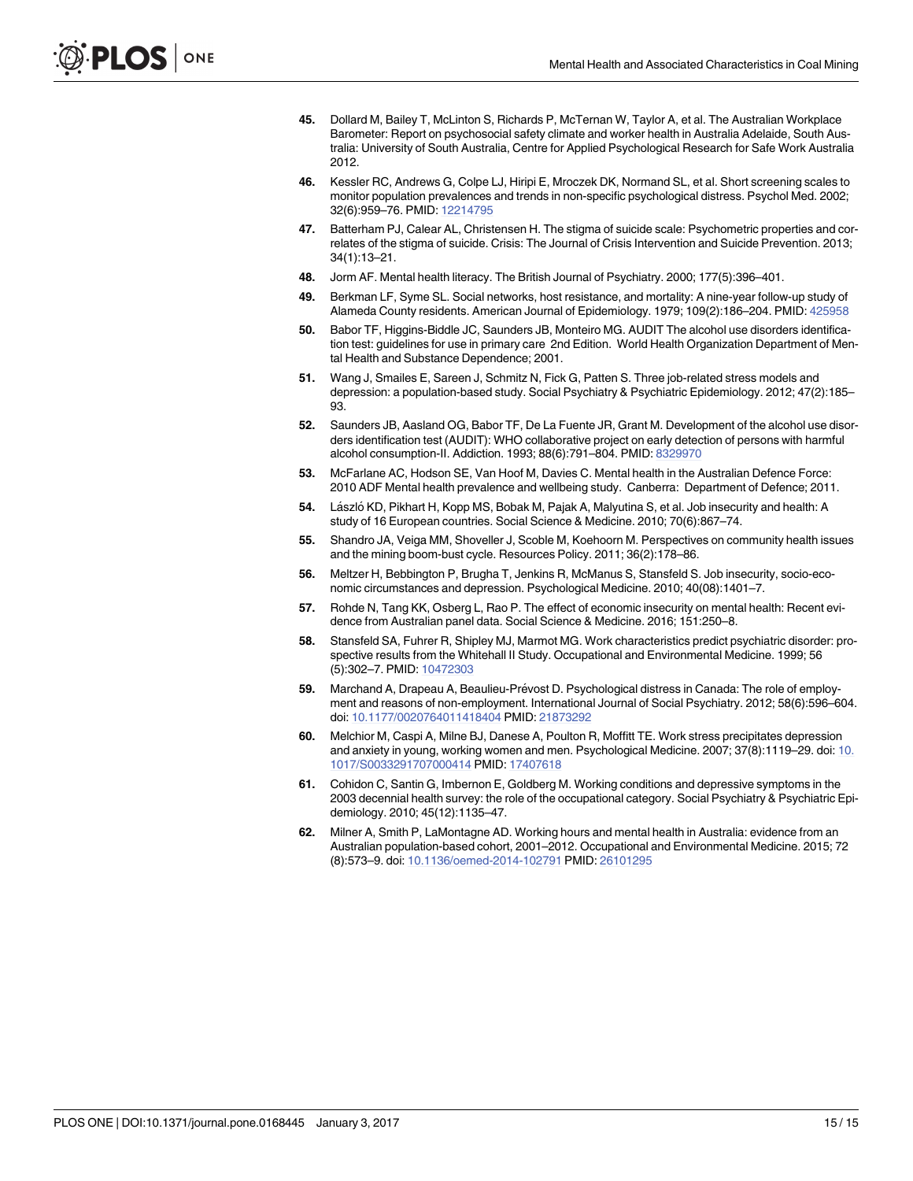45. Dollard M, Bailey T, McLinton S, Richards P, McTernan W, Taylor A, et al. The Australian Workplace Barometer: Report on psychosocial safety climate and worker health in Australia Adelaide, South Australia: University of South Australia, Centre for Applied Psychological Research for Safe Work Australia 2012.

46. Kessler RC, Andrews G, Colpe LJ, Hiripi E, Mroczek DK, Normand SL, et al. Short screening scales to monitor population prevalences and trends in non-specific psychological distress. Psychol Med. 2002; 32(6):959–76. PMID: 12214795

47. Batterham PJ, Calear AL, Christensen H. The stigma of suicide scale: Psychometric properties and correlates of the stigma of suicide. Crisis: The Journal of Crisis Intervention and Suicide Prevention. 2013; 34(1):13–21.

48. Jorm AF. Mental health literacy. The British Journal of Psychiatry. 2000; 177(5):396–401.

49. Berkman LF, Syme SL. Social networks, host resistance, and mortality: A nine-year follow-up study of Alameda County residents. American Journal of Epidemiology. 1979; 109(2):186–204. PMID: 425958

50. Babor TF, Higgins-Biddle JC, Saunders JB, Monteiro MG. AUDIT The alcohol use disorders identification test: guidelines for use in primary care 2nd Edition. World Health Organization Department of Mental Health and Substance Dependence; 2001.

51. Wang J, Smailes E, Sareen J, Schmitz N, Fick G, Patten S. Three job-related stress models and depression: a population-based study. Social Psychiatry & Psychiatric Epidemiology. 2012; 47(2):185–93.

52. Saunders JB, Aasland OG, Babor TF, De La Fuente JR, Grant M. Development of the alcohol use disorders identification test (AUDIT): WHO collaborative project on early detection of persons with harmful alcohol consumption-II. Addiction. 1993; 88(6):791–804. PMID: 8329970

53. McFarlane AC, Hodson SE, Van Hoof M, Davies C. Mental health in the Australian Defence Force: 2010 ADF Mental health prevalence and wellbeing study. Canberra: Department of Defence; 2011.

54. László KD, Pikhart H, Kopp MS, Bobak M, Pajak A, Malyutina S, et al. Job insecurity and health: A study of 16 European countries. Social Science & Medicine. 2010; 70(6):867–74.

55. Shandro JA, Veiga MM, Shoveller J, Scoble M, Koehoorn M. Perspectives on community health issues and the mining boom-bust cycle. Resources Policy. 2011; 36(2):178–86.

56. Meltzer H, Bebbington P, Brugha T, Jenkins R, McManus S, Stansfeld S. Job insecurity, socio-economic circumstances and depression. Psychological Medicine. 2010; 40(08):1401–7.

57. Rohde N, Tang KK, Osberg L, Rao P. The effect of economic insecurity on mental health: Recent evidence from Australian panel data. Social Science & Medicine. 2016; 151:250–8.

58. Stansfeld SA, Fuhrer R, Shipley MJ, Marmot MG. Work characteristics predict psychiatric disorder: prospective results from the Whitehall II Study. Occupational and Environmental Medicine. 1999; 56 (5):302–7. PMID: 10472303

59. Marchand A, Drapeau A, Beaulieu-Prévost D. Psychological distress in Canada: The role of employment and reasons of non-employment. International Journal of Social Psychiatry. 2012; 58(6):596–604. doi: 10.1177/0020764011418404 PMID: 21873292

60. Melchior M, Caspi A, Milne BJ, Danese A, Poulton R, Moffitt TE. Work stress precipitates depression and anxiety in young, working women and men. Psychological Medicine. 2007; 37(8):1119–29. doi: 10.1017/S0033291707000414 PMID: 17407618

61. Cohidon C, Santin G, Imbernon E, Goldberg M. Working conditions and depressive symptoms in the 2003 decennial health survey: the role of the occupational category. Social Psychiatry & Psychiatric Epidemiology. 2010; 45(12):1135–47.

62. Milner A, Smith P, LaMontagne AD. Working hours and mental health in Australia: evidence from an Australian population-based cohort, 2001–2012. Occupational and Environmental Medicine. 2015; 72 (8):573–9. doi: 10.1136/oemed-2014-102791 PMID: 26101295